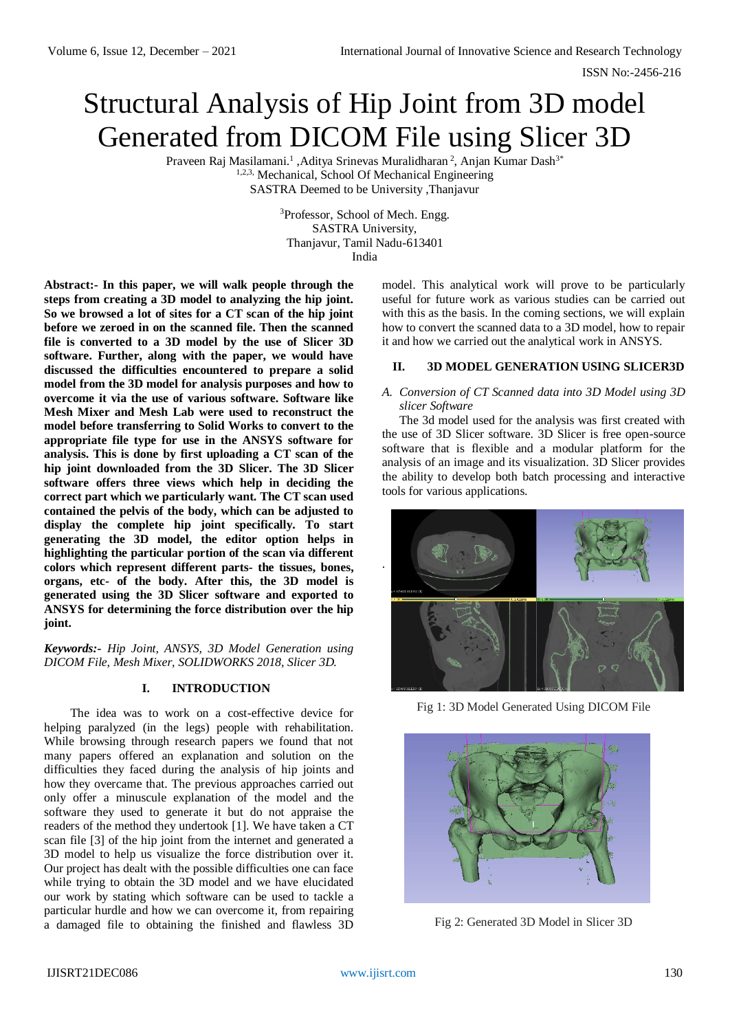# Structural Analysis of Hip Joint from 3D model Generated from DICOM File using Slicer 3D

Praveen Raj Masilamani.[1], Aditya Srinevas Muralidharan[2], Anjan Kumar Dash[3*]
[1,2,3] Mechanical, School Of Mechanical Engineering
SASTRA Deemed to be University, Thanjavur

[3]Professor, School of Mech. Engg.
SASTRA University,
Thanjavur, Tamil Nadu-613401
India

**Abstract:- In this paper, we will walk people through the steps from creating a 3D model to analyzing the hip joint. So we browsed a lot of sites for a CT scan of the hip joint before we zeroed in on the scanned file. Then the scanned file is converted to a 3D model by the use of Slicer 3D software. Further, along with the paper, we would have discussed the difficulties encountered to prepare a solid model from the 3D model for analysis purposes and how to overcome it via the use of various software. Software like Mesh Mixer and Mesh Lab were used to reconstruct the model before transferring to Solid Works to convert to the appropriate file type for use in the ANSYS software for analysis. This is done by first uploading a CT scan of the hip joint downloaded from the 3D Slicer. The 3D Slicer software offers three views which help in deciding the correct part which we particularly want. The CT scan used contained the pelvis of the body, which can be adjusted to display the complete hip joint specifically. To start generating the 3D model, the editor option helps in highlighting the particular portion of the scan via different colors which represent different parts- the tissues, bones, organs, etc- of the body. After this, the 3D model is generated using the 3D Slicer software and exported to ANSYS for determining the force distribution over the hip joint.**

***Keywords:-*** *Hip Joint, ANSYS, 3D Model Generation using DICOM File, Mesh Mixer, SOLIDWORKS 2018, Slicer 3D.*

## I. INTRODUCTION

The idea was to work on a cost-effective device for helping paralyzed (in the legs) people with rehabilitation. While browsing through research papers we found that not many papers offered an explanation and solution on the difficulties they faced during the analysis of hip joints and how they overcame that. The previous approaches carried out only offer a minuscule explanation of the model and the software they used to generate it but do not appraise the readers of the method they undertook [1]. We have taken a CT scan file [3] of the hip joint from the internet and generated a 3D model to help us visualize the force distribution over it. Our project has dealt with the possible difficulties one can face while trying to obtain the 3D model and we have elucidated our work by stating which software can be used to tackle a particular hurdle and how we can overcome it, from repairing a damaged file to obtaining the finished and flawless 3D model. This analytical work will prove to be particularly useful for future work as various studies can be carried out with this as the basis. In the coming sections, we will explain how to convert the scanned data to a 3D model, how to repair it and how we carried out the analytical work in ANSYS.

## II. 3D MODEL GENERATION USING SLICER3D

### *A. Conversion of CT Scanned data into 3D Model using 3D slicer Software*

The 3d model used for the analysis was first created with the use of 3D Slicer software. 3D Slicer is free open-source software that is flexible and a modular platform for the analysis of an image and its visualization. 3D Slicer provides the ability to develop both batch processing and interactive tools for various applications.

Fig 1: 3D Model Generated Using DICOM File

Fig 2: Generated 3D Model in Slicer 3D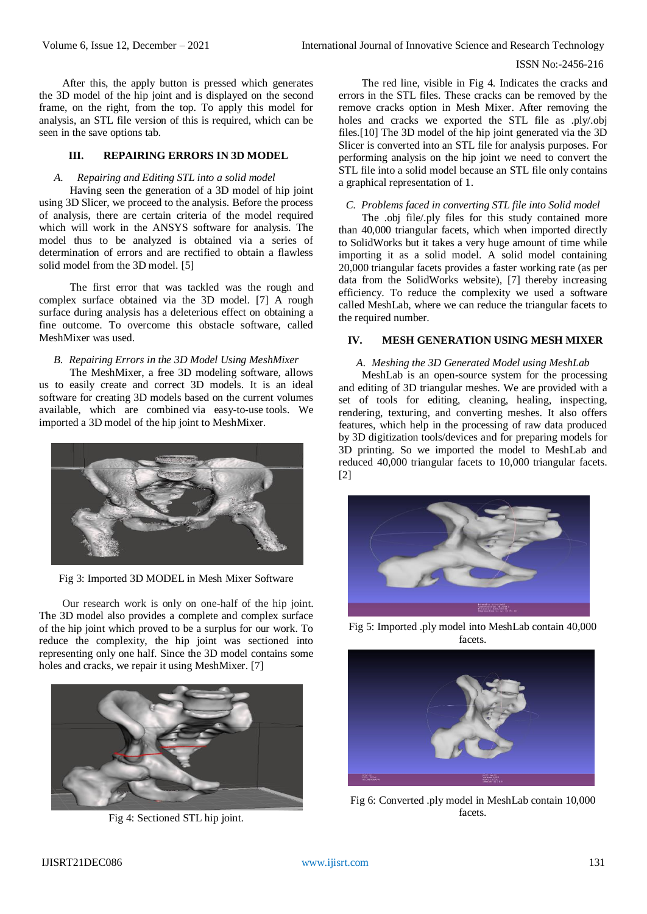After this, the apply button is pressed which generates the 3D model of the hip joint and is displayed on the second frame, on the right, from the top. To apply this model for analysis, an STL file version of this is required, which can be seen in the save options tab.

## III. REPAIRING ERRORS IN 3D MODEL

### *A. Repairing and Editing STL into a solid model*

Having seen the generation of a 3D model of hip joint using 3D Slicer, we proceed to the analysis. Before the process of analysis, there are certain criteria of the model required which will work in the ANSYS software for analysis. The model thus to be analyzed is obtained via a series of determination of errors and are rectified to obtain a flawless solid model from the 3D model. [5]

The first error that was tackled was the rough and complex surface obtained via the 3D model. [7] A rough surface during analysis has a deleterious effect on obtaining a fine outcome. To overcome this obstacle software, called MeshMixer was used.

### *B. Repairing Errors in the 3D Model Using MeshMixer*

The MeshMixer, a free 3D modeling software, allows us to easily create and correct 3D models. It is an ideal software for creating 3D models based on the current volumes available, which are combined via easy-to-use tools. We imported a 3D model of the hip joint to MeshMixer.

Fig 3: Imported 3D MODEL in Mesh Mixer Software

Our research work is only on one-half of the hip joint. The 3D model also provides a complete and complex surface of the hip joint which proved to be a surplus for our work. To reduce the complexity, the hip joint was sectioned into representing only one half. Since the 3D model contains some holes and cracks, we repair it using MeshMixer. [7]

Fig 4: Sectioned STL hip joint.

The red line, visible in Fig 4. Indicates the cracks and errors in the STL files. These cracks can be removed by the remove cracks option in Mesh Mixer. After removing the holes and cracks we exported the STL file as .ply/.obj files.[10] The 3D model of the hip joint generated via the 3D Slicer is converted into an STL file for analysis purposes. For performing analysis on the hip joint we need to convert the STL file into a solid model because an STL file only contains a graphical representation of 1.

### *C. Problems faced in converting STL file into Solid model*

The .obj file/.ply files for this study contained more than 40,000 triangular facets, which when imported directly to SolidWorks but it takes a very huge amount of time while importing it as a solid model. A solid model containing 20,000 triangular facets provides a faster working rate (as per data from the SolidWorks website), [7] thereby increasing efficiency. To reduce the complexity we used a software called MeshLab, where we can reduce the triangular facets to the required number.

## IV. MESH GENERATION USING MESH MIXER

### *A. Meshing the 3D Generated Model using MeshLab*

MeshLab is an open-source system for the processing and editing of 3D triangular meshes. We are provided with a set of tools for editing, cleaning, healing, inspecting, rendering, texturing, and converting meshes. It also offers features, which help in the processing of raw data produced by 3D digitization tools/devices and for preparing models for 3D printing. So we imported the model to MeshLab and reduced 40,000 triangular facets to 10,000 triangular facets. [2]

Fig 5: Imported .ply model into MeshLab contain 40,000 facets.

Fig 6: Converted .ply model in MeshLab contain 10,000 facets.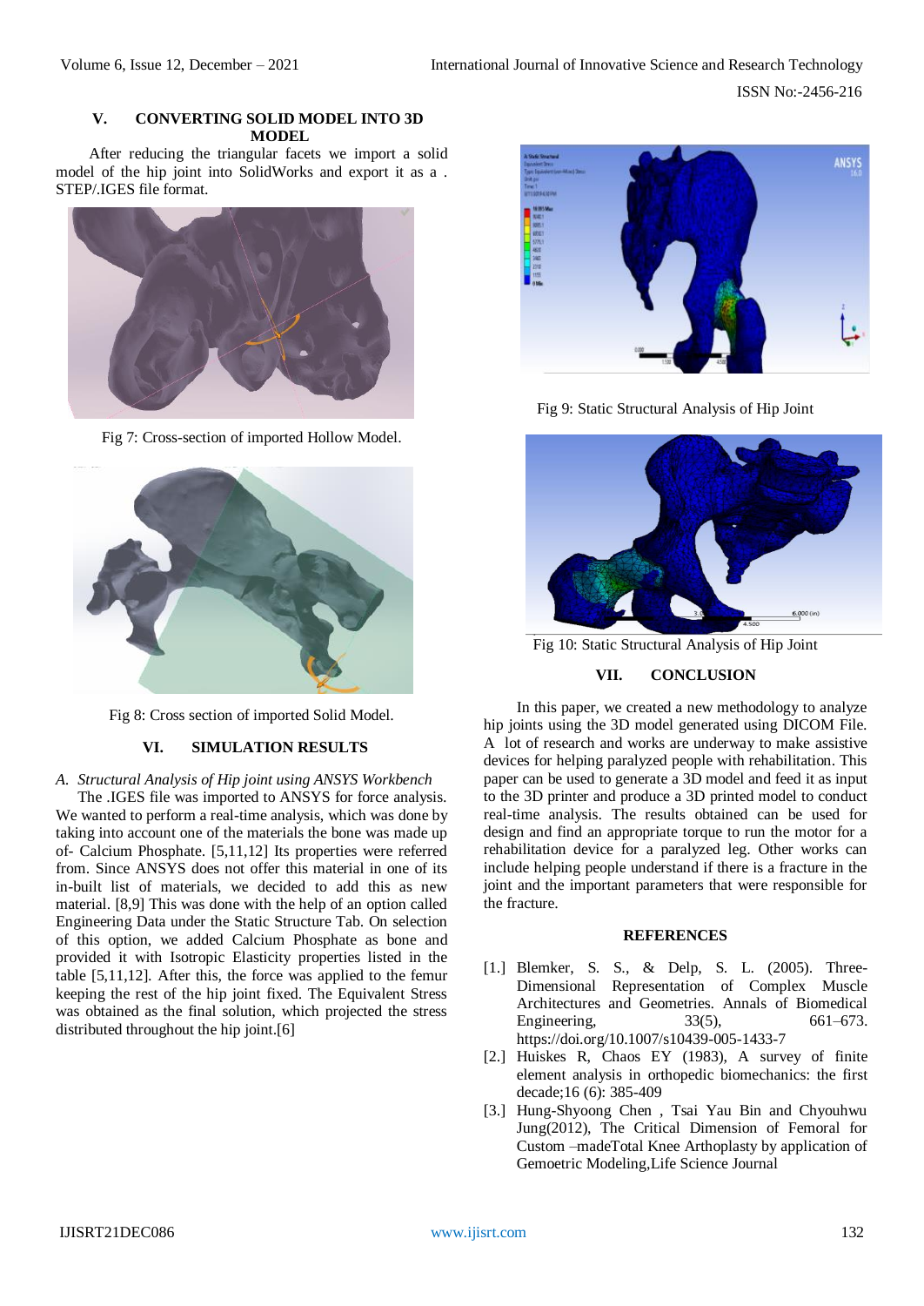## V. CONVERTING SOLID MODEL INTO 3D MODEL

After reducing the triangular facets we import a solid model of the hip joint into SolidWorks and export it as a . STEP/.IGES file format.

Fig 7: Cross-section of imported Hollow Model.

Fig 8: Cross section of imported Solid Model.

## VI. SIMULATION RESULTS

### A. *Structural Analysis of Hip joint using ANSYS Workbench*

The .IGES file was imported to ANSYS for force analysis. We wanted to perform a real-time analysis, which was done by taking into account one of the materials the bone was made up of- Calcium Phosphate. [5,11,12] Its properties were referred from. Since ANSYS does not offer this material in one of its in-built list of materials, we decided to add this as new material. [8,9] This was done with the help of an option called Engineering Data under the Static Structure Tab. On selection of this option, we added Calcium Phosphate as bone and provided it with Isotropic Elasticity properties listed in the table [5,11,12]. After this, the force was applied to the femur keeping the rest of the hip joint fixed. The Equivalent Stress was obtained as the final solution, which projected the stress distributed throughout the hip joint.[6]

Fig 9: Static Structural Analysis of Hip Joint

Fig 10: Static Structural Analysis of Hip Joint

## VII. CONCLUSION

In this paper, we created a new methodology to analyze hip joints using the 3D model generated using DICOM File. A lot of research and works are underway to make assistive devices for helping paralyzed people with rehabilitation. This paper can be used to generate a 3D model and feed it as input to the 3D printer and produce a 3D printed model to conduct real-time analysis. The results obtained can be used for design and find an appropriate torque to run the motor for a rehabilitation device for a paralyzed leg. Other works can include helping people understand if there is a fracture in the joint and the important parameters that were responsible for the fracture.

## REFERENCES

[1.] Blemker, S. S., & Delp, S. L. (2005). Three-Dimensional Representation of Complex Muscle Architectures and Geometries. Annals of Biomedical Engineering, 33(5), 661–673. https://doi.org/10.1007/s10439-005-1433-7

[2.] Huiskes R, Chaos EY (1983), A survey of finite element analysis in orthopedic biomechanics: the first decade;16 (6): 385-409

[3.] Hung-Shyoong Chen , Tsai Yau Bin and Chyouhwu Jung(2012), The Critical Dimension of Femoral for Custom –madeTotal Knee Arthoplasty by application of Gemoetric Modeling,Life Science Journal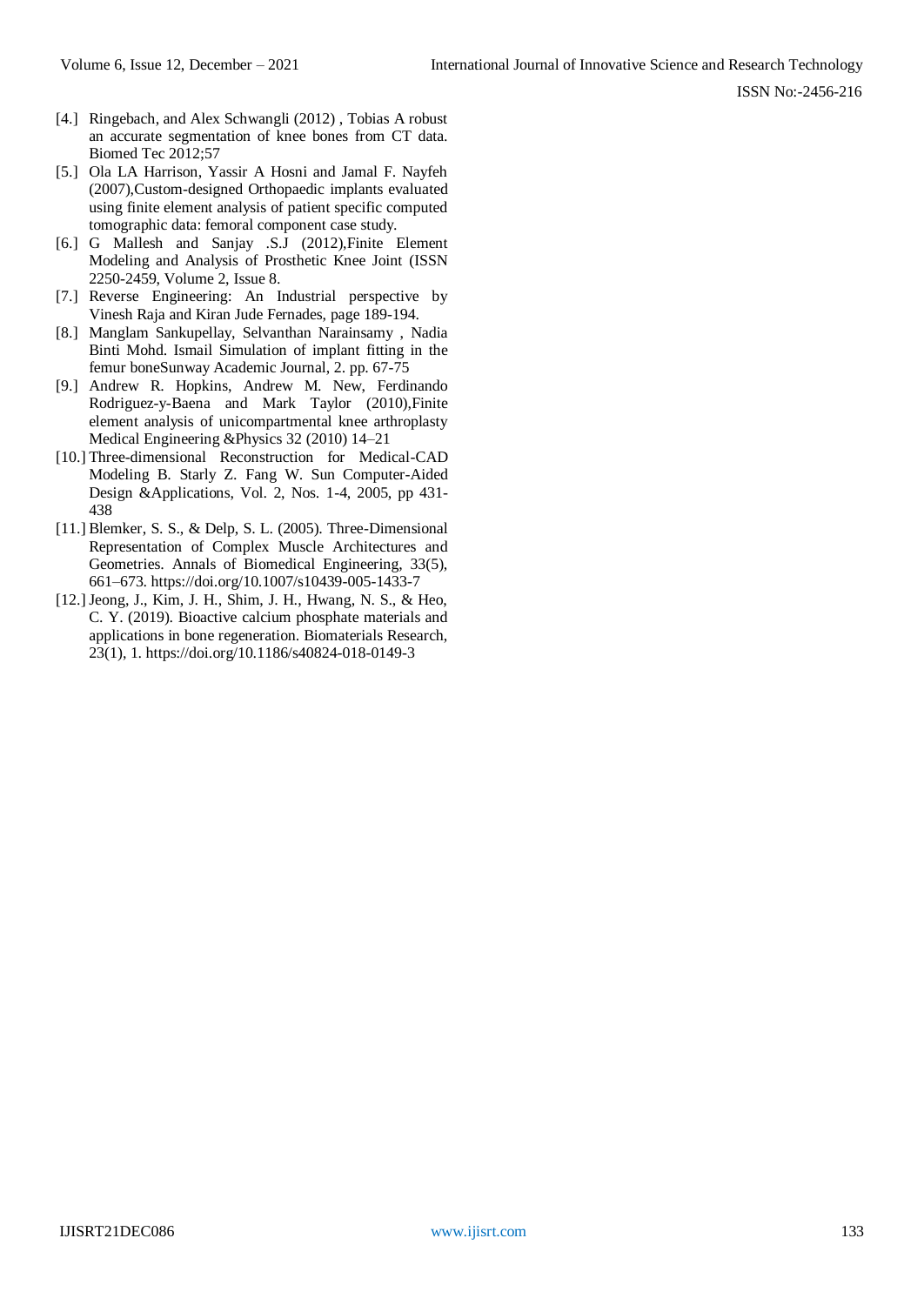[4.] Ringebach, and Alex Schwangli (2012) , Tobias A robust an accurate segmentation of knee bones from CT data. Biomed Tec 2012;57

[5.] Ola LA Harrison, Yassir A Hosni and Jamal F. Nayfeh (2007),Custom-designed Orthopaedic implants evaluated using finite element analysis of patient specific computed tomographic data: femoral component case study.

[6.] G Mallesh and Sanjay .S.J (2012),Finite Element Modeling and Analysis of Prosthetic Knee Joint (ISSN 2250-2459, Volume 2, Issue 8.

[7.] Reverse Engineering: An Industrial perspective by Vinesh Raja and Kiran Jude Fernades, page 189-194.

[8.] Manglam Sankupellay, Selvanthan Narainsamy , Nadia Binti Mohd. Ismail Simulation of implant fitting in the femur boneSunway Academic Journal, 2. pp. 67-75

[9.] Andrew R. Hopkins, Andrew M. New, Ferdinando Rodriguez-y-Baena and Mark Taylor (2010),Finite element analysis of unicompartmental knee arthroplasty Medical Engineering &Physics 32 (2010) 14–21

[10.] Three-dimensional Reconstruction for Medical-CAD Modeling B. Starly Z. Fang W. Sun Computer-Aided Design &Applications, Vol. 2, Nos. 1-4, 2005, pp 431-438

[11.] Blemker, S. S., & Delp, S. L. (2005). Three-Dimensional Representation of Complex Muscle Architectures and Geometries. Annals of Biomedical Engineering, 33(5), 661–673. https://doi.org/10.1007/s10439-005-1433-7

[12.] Jeong, J., Kim, J. H., Shim, J. H., Hwang, N. S., & Heo, C. Y. (2019). Bioactive calcium phosphate materials and applications in bone regeneration. Biomaterials Research, 23(1), 1. https://doi.org/10.1186/s40824-018-0149-3